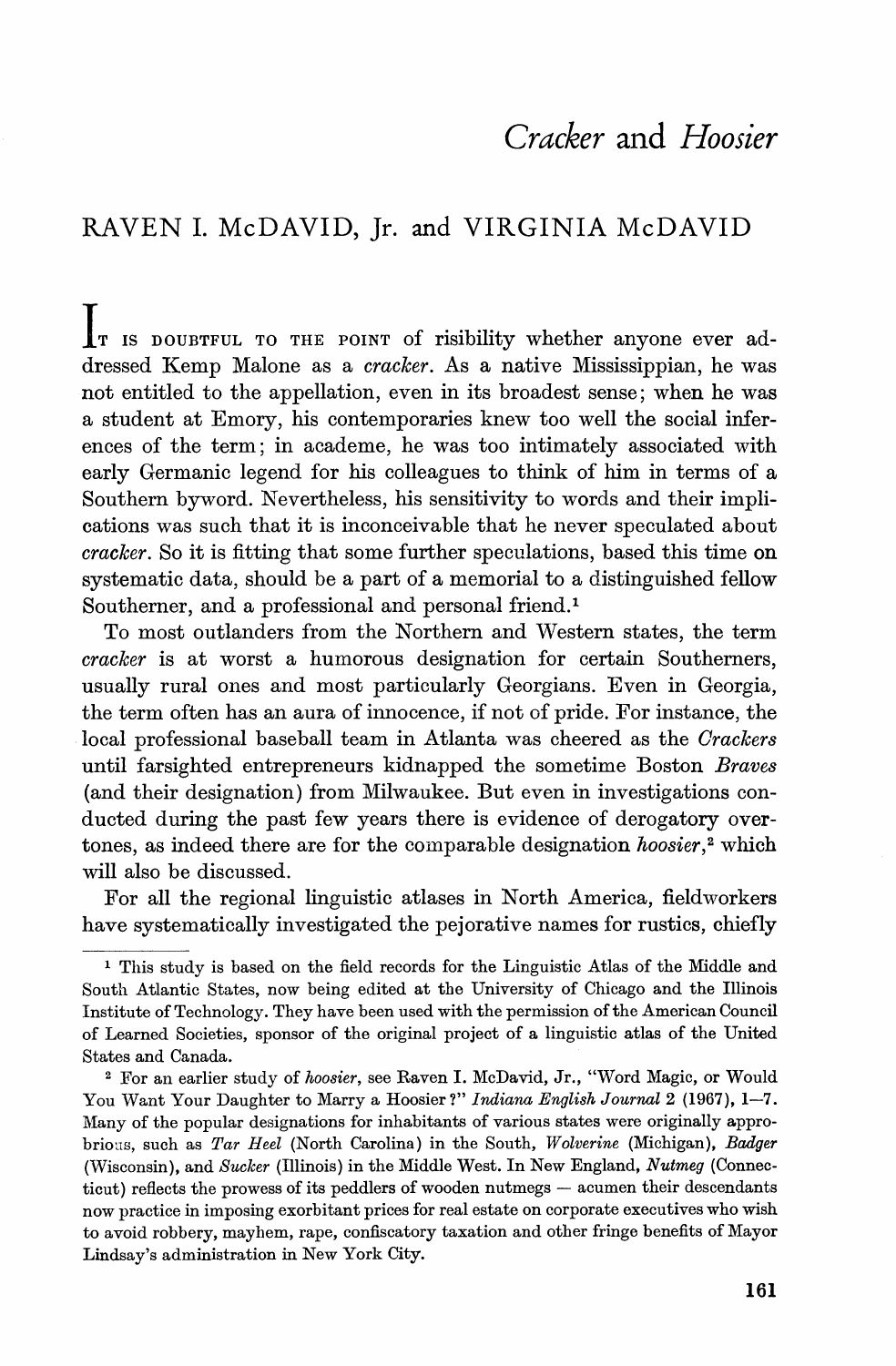# *Cracker* and *Hoosier*

## RAVEN I. McDAVID, Jr. and VIRGINIA McDAVID

IT IS DOUBTFUL TO THE POINT of risibility whether anyone ever addressed Kemp Malone as a *cracker*. As a native Mississippian, he was not entitled to the appellation, even in its broadest sense; when he was a student at Emory, his contemporaries knew too well the social inferences of the term; in academe, he was too intimately associated with early Germanic legend for his colleagues to think of him in terms of a Southern byword. Nevertheless, his sensitivity to words and their implications was such that it is inconceivable that he never speculated about *cracker*. So it is fitting that some further speculations, based this time on systematic data, should be a part of a memorial to a distinguished fellow Southerner, and a professional and personal friend.[1]

To most outlanders from the Northern and Western states, the term *cracker* is at worst a humorous designation for certain Southerners, usually rural ones and most particularly Georgians. Even in Georgia, the term often has an aura of innocence, if not of pride. For instance, the local professional baseball team in Atlanta was cheered as the *Crackers* until farsighted entrepreneurs kidnapped the sometime Boston *Braves* (and their designation) from Milwaukee. But even in investigations conducted during the past few years there is evidence of derogatory overtones, as indeed there are for the comparable designation *hoosier*,[2] which will also be discussed.

For all the regional linguistic atlases in North America, fieldworkers have systematically investigated the pejorative names for rustics, chiefly

---

[1] This study is based on the field records for the Linguistic Atlas of the Middle and South Atlantic States, now being edited at the University of Chicago and the Illinois Institute of Technology. They have been used with the permission of the American Council of Learned Societies, sponsor of the original project of a linguistic atlas of the United States and Canada.

[2] For an earlier study of *hoosier*, see Raven I. McDavid, Jr., "Word Magic, or Would You Want Your Daughter to Marry a Hoosier?" *Indiana English Journal* 2 (1967), 1–7. Many of the popular designations for inhabitants of various states were originally opprobrious, such as *Tar Heel* (North Carolina) in the South, *Wolverine* (Michigan), *Badger* (Wisconsin), and *Sucker* (Illinois) in the Middle West. In New England, *Nutmeg* (Connecticut) reflects the prowess of its peddlers of wooden nutmegs — acumen their descendants now practice in imposing exorbitant prices for real estate on corporate executives who wish to avoid robbery, mayhem, rape, confiscatory taxation and other fringe benefits of Mayor Lindsay's administration in New York City.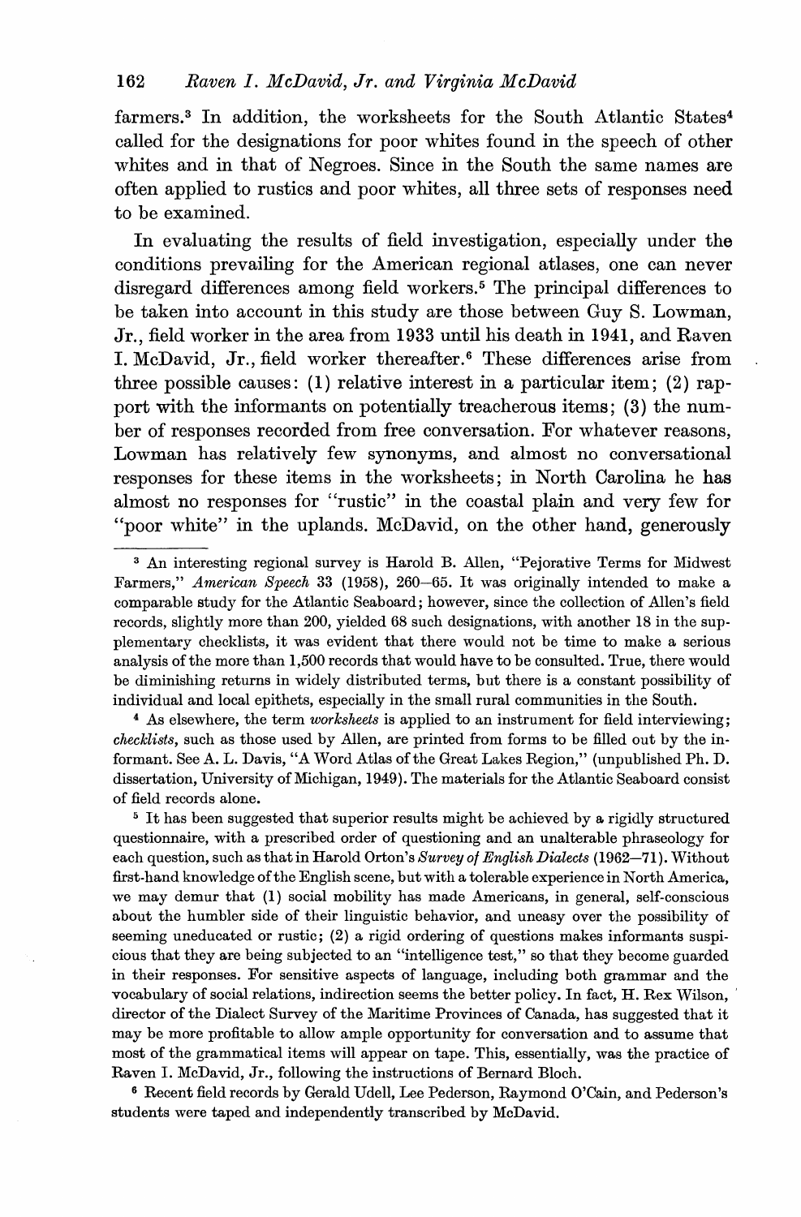farmers.[3] In addition, the worksheets for the South Atlantic States[4] called for the designations for poor whites found in the speech of other whites and in that of Negroes. Since in the South the same names are often applied to rustics and poor whites, all three sets of responses need to be examined.

In evaluating the results of field investigation, especially under the conditions prevailing for the American regional atlases, one can never disregard differences among field workers.[5] The principal differences to be taken into account in this study are those between Guy S. Lowman, Jr., field worker in the area from 1933 until his death in 1941, and Raven I. McDavid, Jr., field worker thereafter.[6] These differences arise from three possible causes: (1) relative interest in a particular item; (2) rapport with the informants on potentially treacherous items; (3) the number of responses recorded from free conversation. For whatever reasons, Lowman has relatively few synonyms, and almost no conversational responses for these items in the worksheets; in North Carolina he has almost no responses for "rustic" in the coastal plain and very few for "poor white" in the uplands. McDavid, on the other hand, generously

---

[3] An interesting regional survey is Harold B. Allen, "Pejorative Terms for Midwest Farmers," *American Speech* 33 (1958), 260–65. It was originally intended to make a comparable study for the Atlantic Seaboard; however, since the collection of Allen's field records, slightly more than 200, yielded 68 such designations, with another 18 in the supplementary checklists, it was evident that there would not be time to make a serious analysis of the more than 1,500 records that would have to be consulted. True, there would be diminishing returns in widely distributed terms, but there is a constant possibility of individual and local epithets, especially in the small rural communities in the South.

[4] As elsewhere, the term *worksheets* is applied to an instrument for field interviewing; *checklists*, such as those used by Allen, are printed from forms to be filled out by the informant. See A. L. Davis, "A Word Atlas of the Great Lakes Region," (unpublished Ph. D. dissertation, University of Michigan, 1949). The materials for the Atlantic Seaboard consist of field records alone.

[5] It has been suggested that superior results might be achieved by a rigidly structured questionnaire, with a prescribed order of questioning and an unalterable phraseology for each question, such as that in Harold Orton's *Survey of English Dialects* (1962–71). Without first-hand knowledge of the English scene, but with a tolerable experience in North America, we may demur that (1) social mobility has made Americans, in general, self-conscious about the humbler side of their linguistic behavior, and uneasy over the possibility of seeming uneducated or rustic; (2) a rigid ordering of questions makes informants suspicious that they are being subjected to an "intelligence test," so that they become guarded in their responses. For sensitive aspects of language, including both grammar and the vocabulary of social relations, indirection seems the better policy. In fact, H. Rex Wilson, director of the Dialect Survey of the Maritime Provinces of Canada, has suggested that it may be more profitable to allow ample opportunity for conversation and to assume that most of the grammatical items will appear on tape. This, essentially, was the practice of Raven I. McDavid, Jr., following the instructions of Bernard Bloch.

[6] Recent field records by Gerald Udell, Lee Pederson, Raymond O'Cain, and Pederson's students were taped and independently transcribed by McDavid.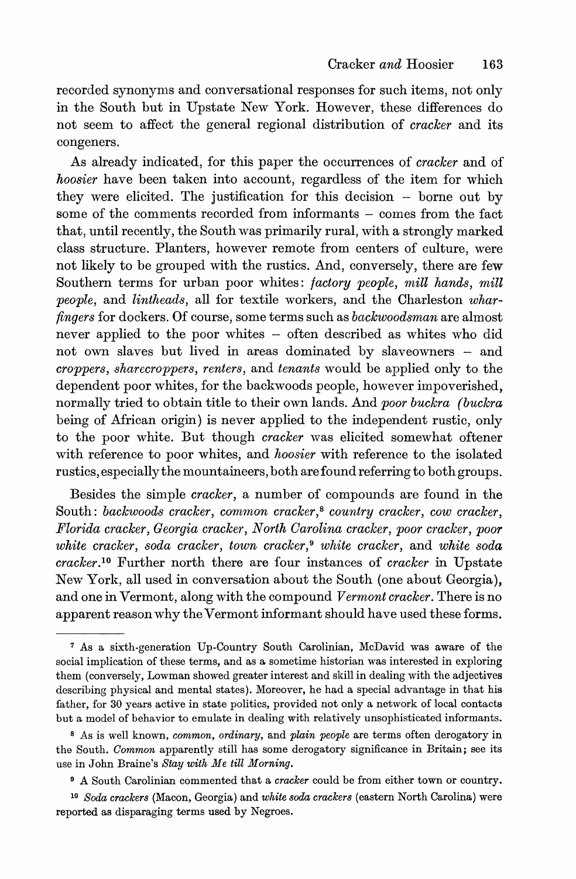recorded synonyms and conversational responses for such items, not only in the South but in Upstate New York. However, these differences do not seem to affect the general regional distribution of *cracker* and its congeners.

As already indicated, for this paper the occurrences of *cracker* and of *hoosier* have been taken into account, regardless of the item for which they were elicited. The justification for this decision – borne out by some of the comments recorded from informants – comes from the fact that, until recently, the South was primarily rural, with a strongly marked class structure. Planters, however remote from centers of culture, were not likely to be grouped with the rustics. And, conversely, there are few Southern terms for urban poor whites: *factory people*, *mill hands*, *mill people*, and *lintheads*, all for textile workers, and the Charleston *wharfingers* for dockers. Of course, some terms such as *backwoodsman* are almost never applied to the poor whites – often described as whites who did not own slaves but lived in areas dominated by slaveowners – and *croppers*, *sharecroppers*, *renters*, and *tenants* would be applied only to the dependent poor whites, for the backwoods people, however impoverished, normally tried to obtain title to their own lands. And *poor buckra* (*buckra* being of African origin) is never applied to the independent rustic, only to the poor white. But though *cracker* was elicited somewhat oftener with reference to poor whites, and *hoosier* with reference to the isolated rustics, especially the mountaineers, both are found referring to both groups.

Besides the simple *cracker*, a number of compounds are found in the South: *backwoods cracker*, *common cracker*,[8] *country cracker*, *cow cracker*, *Florida cracker*, *Georgia cracker*, *North Carolina cracker*, *poor cracker*, *poor white cracker*, *soda cracker*, *town cracker*,[9] *white cracker*, and *white soda cracker*.[10] Further north there are four instances of *cracker* in Upstate New York, all used in conversation about the South (one about Georgia), and one in Vermont, along with the compound *Vermont cracker*. There is no apparent reason why the Vermont informant should have used these forms.

---

[7] As a sixth-generation Up-Country South Carolinian, McDavid was aware of the social implication of these terms, and as a sometime historian was interested in exploring them (conversely, Lowman showed greater interest and skill in dealing with the adjectives describing physical and mental states). Moreover, he had a special advantage in that his father, for 30 years active in state politics, provided not only a network of local contacts but a model of behavior to emulate in dealing with relatively unsophisticated informants.

[8] As is well known, *common*, *ordinary*, and *plain people* are terms often derogatory in the South. *Common* apparently still has some derogatory significance in Britain; see its use in John Braine's *Stay with Me till Morning*.

[9] A South Carolinian commented that a *cracker* could be from either town or country.

[10] *Soda crackers* (Macon, Georgia) and *white soda crackers* (eastern North Carolina) were reported as disparaging terms used by Negroes.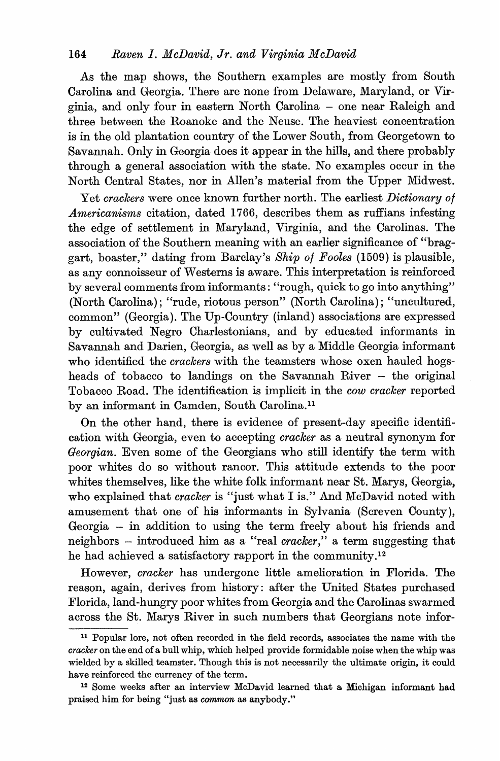As the map shows, the Southern examples are mostly from South Carolina and Georgia. There are none from Delaware, Maryland, or Virginia, and only four in eastern North Carolina – one near Raleigh and three between the Roanoke and the Neuse. The heaviest concentration is in the old plantation country of the Lower South, from Georgetown to Savannah. Only in Georgia does it appear in the hills, and there probably through a general association with the state. No examples occur in the North Central States, nor in Allen's material from the Upper Midwest.

Yet *crackers* were once known further north. The earliest *Dictionary of Americanisms* citation, dated 1766, describes them as ruffians infesting the edge of settlement in Maryland, Virginia, and the Carolinas. The association of the Southern meaning with an earlier significance of "braggart, boaster," dating from Barclay's *Ship of Fooles* (1509) is plausible, as any connoisseur of Westerns is aware. This interpretation is reinforced by several comments from informants: "rough, quick to go into anything" (North Carolina); "rude, riotous person" (North Carolina); "uncultured, common" (Georgia). The Up-Country (inland) associations are expressed by cultivated Negro Charlestonians, and by educated informants in Savannah and Darien, Georgia, as well as by a Middle Georgia informant who identified the *crackers* with the teamsters whose oxen hauled hogsheads of tobacco to landings on the Savannah River – the original Tobacco Road. The identification is implicit in the *cow cracker* reported by an informant in Camden, South Carolina.[11]

On the other hand, there is evidence of present-day specific identification with Georgia, even to accepting *cracker* as a neutral synonym for *Georgian*. Even some of the Georgians who still identify the term with poor whites do so without rancor. This attitude extends to the poor whites themselves, like the white folk informant near St. Marys, Georgia, who explained that *cracker* is "just what I is." And McDavid noted with amusement that one of his informants in Sylvania (Screven County), Georgia – in addition to using the term freely about his friends and neighbors – introduced him as a "real *cracker*," a term suggesting that he had achieved a satisfactory rapport in the community.[12]

However, *cracker* has undergone little amelioration in Florida. The reason, again, derives from history: after the United States purchased Florida, land-hungry poor whites from Georgia and the Carolinas swarmed across the St. Marys River in such numbers that Georgians note infor-

---

[11] Popular lore, not often recorded in the field records, associates the name with the *cracker* on the end of a bull whip, which helped provide formidable noise when the whip was wielded by a skilled teamster. Though this is not necessarily the ultimate origin, it could have reinforced the currency of the term.

[12] Some weeks after an interview McDavid learned that a Michigan informant had praised him for being "just as *common* as anybody."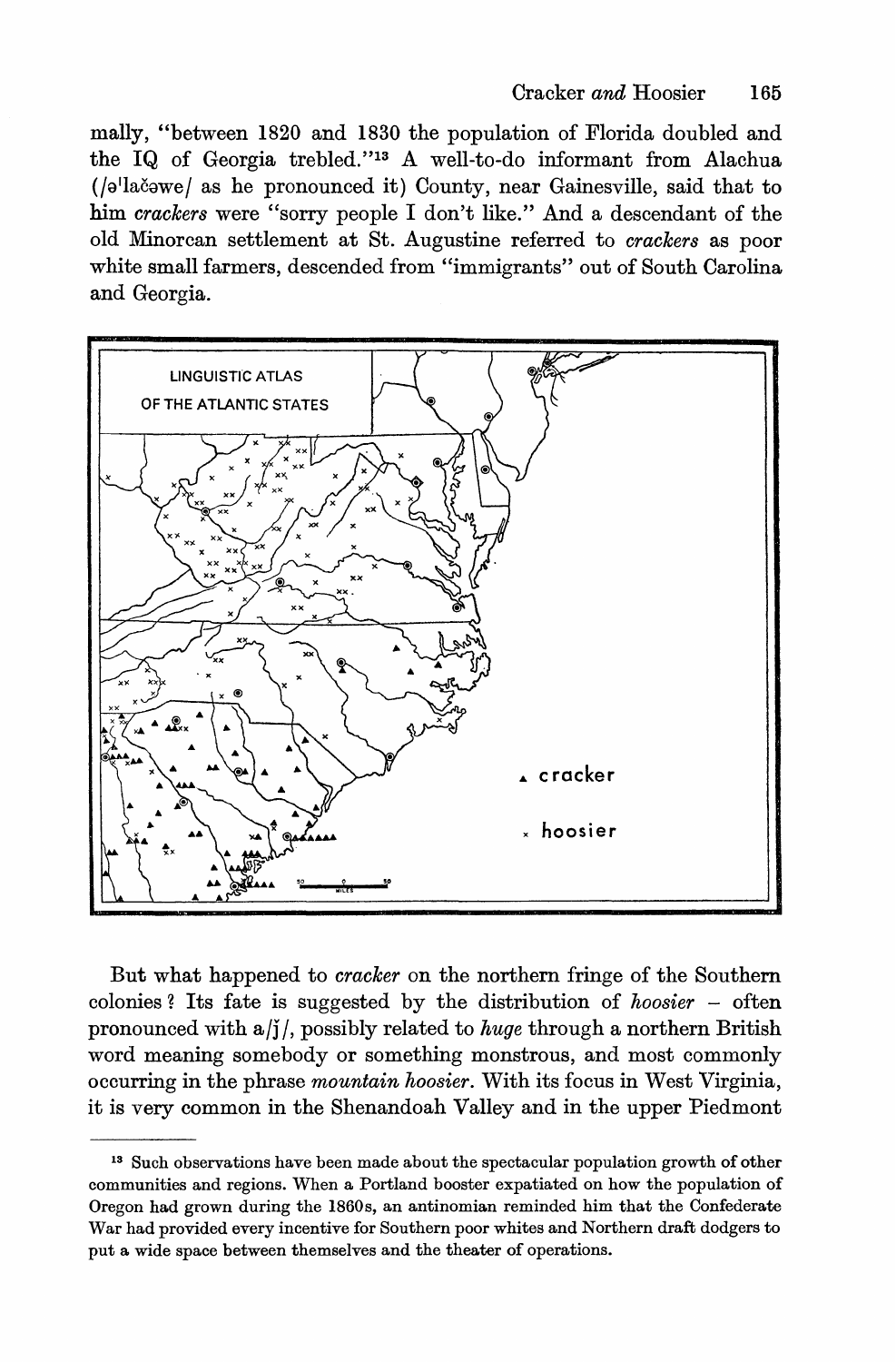mally, "between 1820 and 1830 the population of Florida doubled and the IQ of Georgia trebled."[13] A well-to-do informant from Alachua (/əˈlačəwe/ as he pronounced it) County, near Gainesville, said that to him *crackers* were "sorry people I don't like." And a descendant of the old Minorcan settlement at St. Augustine referred to *crackers* as poor white small farmers, descended from "immigrants" out of South Carolina and Georgia.

But what happened to *cracker* on the northern fringe of the Southern colonies? Its fate is suggested by the distribution of *hoosier* – often pronounced with a /j/, possibly related to *huge* through a northern British word meaning somebody or something monstrous, and most commonly occurring in the phrase *mountain hoosier*. With its focus in West Virginia, it is very common in the Shenandoah Valley and in the upper Piedmont

---

[13] Such observations have been made about the spectacular population growth of other communities and regions. When a Portland booster expatiated on how the population of Oregon had grown during the 1860s, an antinomian reminded him that the Confederate War had provided every incentive for Southern poor whites and Northern draft dodgers to put a wide space between themselves and the theater of operations.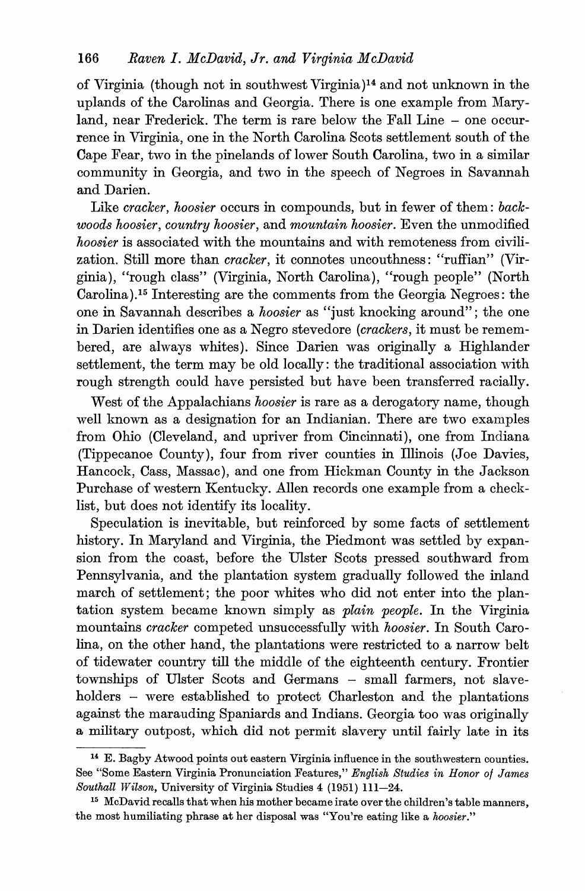of Virginia (though not in southwest Virginia)[14] and not unknown in the uplands of the Carolinas and Georgia. There is one example from Maryland, near Frederick. The term is rare below the Fall Line – one occurrence in Virginia, one in the North Carolina Scots settlement south of the Cape Fear, two in the pinelands of lower South Carolina, two in a similar community in Georgia, and two in the speech of Negroes in Savannah and Darien.

Like *cracker*, *hoosier* occurs in compounds, but in fewer of them: *backwoods hoosier*, *country hoosier*, and *mountain hoosier*. Even the unmodified *hoosier* is associated with the mountains and with remoteness from civilization. Still more than *cracker*, it connotes uncouthness: "ruffian" (Virginia), "rough class" (Virginia, North Carolina), "rough people" (North Carolina).[15] Interesting are the comments from the Georgia Negroes: the one in Savannah describes a *hoosier* as "just knocking around"; the one in Darien identifies one as a Negro stevedore (*crackers*, it must be remembered, are always whites). Since Darien was originally a Highlander settlement, the term may be old locally: the traditional association with rough strength could have persisted but have been transferred racially.

West of the Appalachians *hoosier* is rare as a derogatory name, though well known as a designation for an Indianian. There are two examples from Ohio (Cleveland, and upriver from Cincinnati), one from Indiana (Tippecanoe County), four from river counties in Illinois (Joe Davies, Hancock, Cass, Massac), and one from Hickman County in the Jackson Purchase of western Kentucky. Allen records one example from a checklist, but does not identify its locality.

Speculation is inevitable, but reinforced by some facts of settlement history. In Maryland and Virginia, the Piedmont was settled by expansion from the coast, before the Ulster Scots pressed southward from Pennsylvania, and the plantation system gradually followed the inland march of settlement; the poor whites who did not enter into the plantation system became known simply as *plain people*. In the Virginia mountains *cracker* competed unsuccessfully with *hoosier*. In South Carolina, on the other hand, the plantations were restricted to a narrow belt of tidewater country till the middle of the eighteenth century. Frontier townships of Ulster Scots and Germans – small farmers, not slaveholders – were established to protect Charleston and the plantations against the marauding Spaniards and Indians. Georgia too was originally a military outpost, which did not permit slavery until fairly late in its

---

[14] E. Bagby Atwood points out eastern Virginia influence in the southwestern counties. See "Some Eastern Virginia Pronunciation Features," *English Studies in Honor of James Southall Wilson*, University of Virginia Studies 4 (1951) 111–24.

[15] McDavid recalls that when his mother became irate over the children's table manners, the most humiliating phrase at her disposal was "You're eating like a *hoosier*."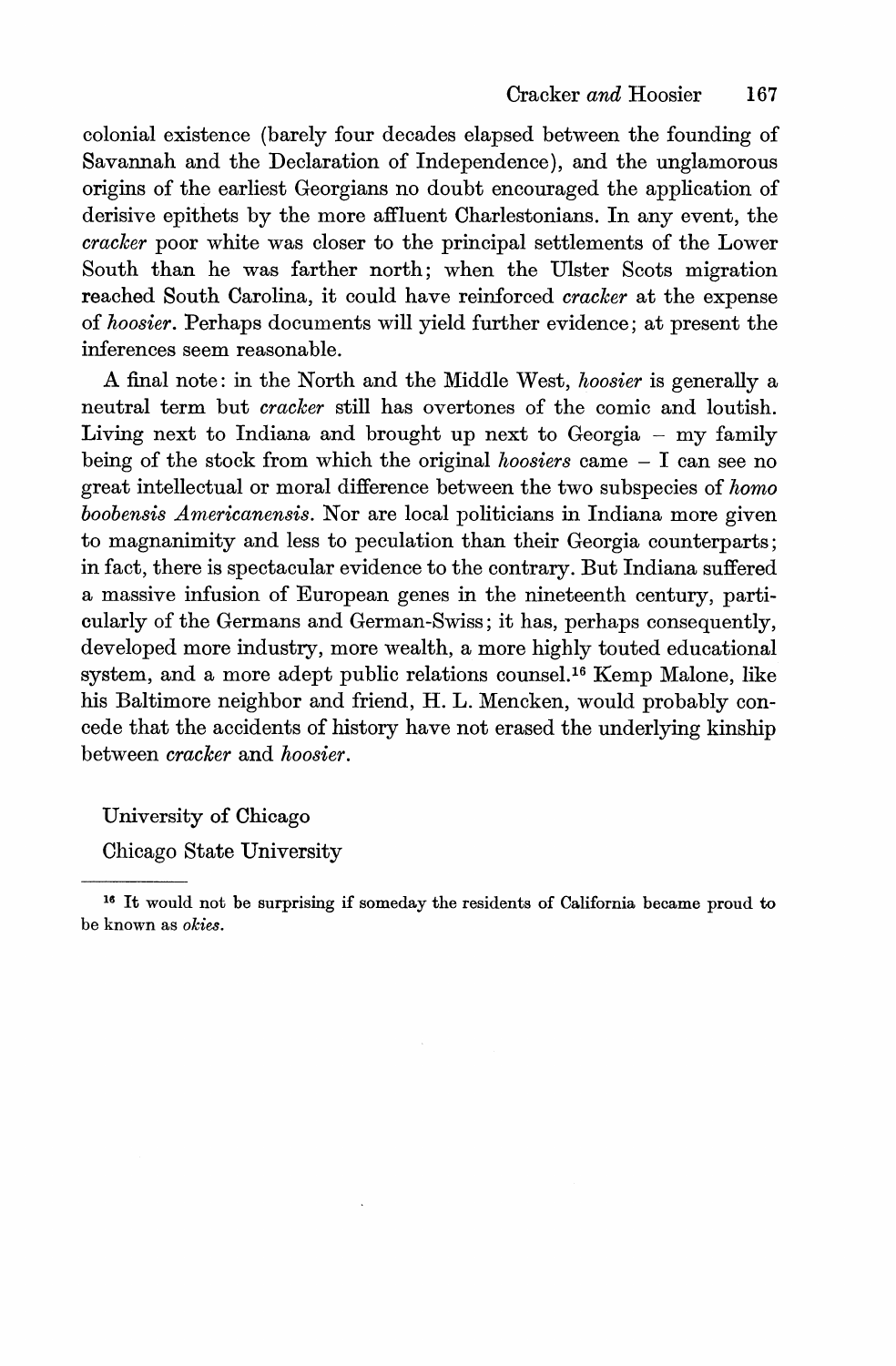colonial existence (barely four decades elapsed between the founding of Savannah and the Declaration of Independence), and the unglamorous origins of the earliest Georgians no doubt encouraged the application of derisive epithets by the more affluent Charlestonians. In any event, the *cracker* poor white was closer to the principal settlements of the Lower South than he was farther north; when the Ulster Scots migration reached South Carolina, it could have reinforced *cracker* at the expense of *hoosier*. Perhaps documents will yield further evidence; at present the inferences seem reasonable.

A final note: in the North and the Middle West, *hoosier* is generally a neutral term but *cracker* still has overtones of the comic and loutish. Living next to Indiana and brought up next to Georgia – my family being of the stock from which the original *hoosiers* came – I can see no great intellectual or moral difference between the two subspecies of *homo boobensis Americanensis*. Nor are local politicians in Indiana more given to magnanimity and less to peculation than their Georgia counterparts; in fact, there is spectacular evidence to the contrary. But Indiana suffered a massive infusion of European genes in the nineteenth century, particularly of the Germans and German-Swiss; it has, perhaps consequently, developed more industry, more wealth, a more highly touted educational system, and a more adept public relations counsel.[16] Kemp Malone, like his Baltimore neighbor and friend, H. L. Mencken, would probably concede that the accidents of history have not erased the underlying kinship between *cracker* and *hoosier*.

University of Chicago

Chicago State University

---

[16] It would not be surprising if someday the residents of California became proud to be known as *okies*.